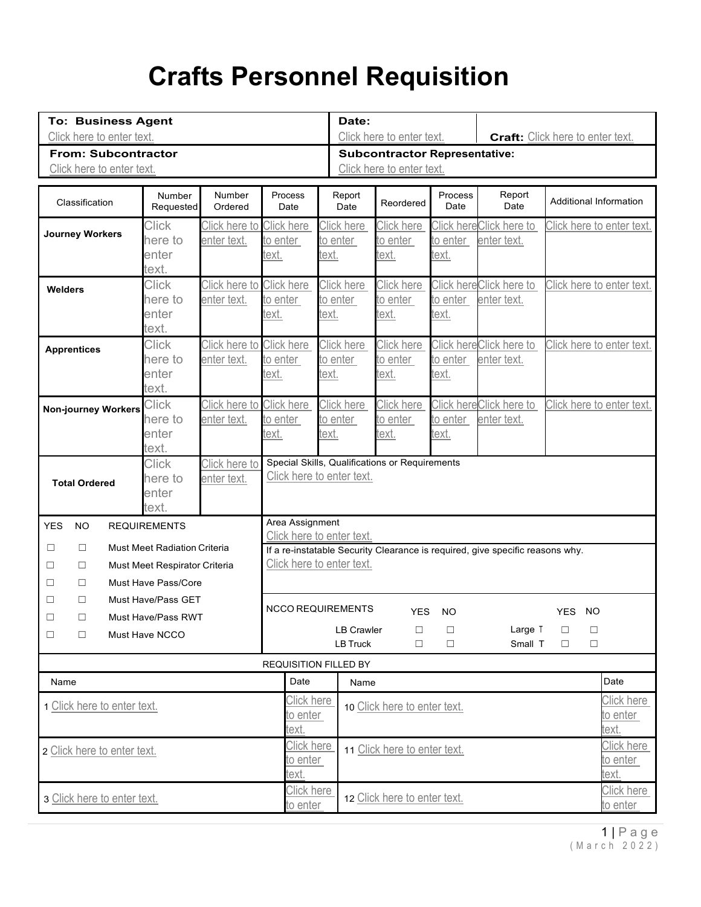# Crafts Personnel Requisition

| **To: Business Agent** | **Date:** | |
|---|---|---|
| Click here to enter text. | Click here to enter text. | **Craft:** Click here to enter text. |
| **From: Subcontractor** | **Subcontractor Representative:** | |
| Click here to enter text. | Click here to enter text. | |

| Classification | Number Requested | Number Ordered | Process Date | Report Date | Reordered | Process Date | Report Date | Additional Information |
|---|---|---|---|---|---|---|---|---|
| **Journey Workers** | Click here to enter text. | Click here to enter text. | Click here to enter text. | Click here to enter text. | Click here to enter text. | Click here to enter text. | Click here to enter text. | Click here to enter text. |
| **Welders** | Click here to enter text. | Click here to enter text. | Click here to enter text. | Click here to enter text. | Click here to enter text. | Click here to enter text. | Click here to enter text. | Click here to enter text. |
| **Apprentices** | Click here to enter text. | Click here to enter text. | Click here to enter text. | Click here to enter text. | Click here to enter text. | Click here to enter text. | Click here to enter text. | Click here to enter text. |
| **Non-journey Workers** | Click here to enter text. | Click here to enter text. | Click here to enter text. | Click here to enter text. | Click here to enter text. | Click here to enter text. | Click here to enter text. | Click here to enter text. |
| **Total Ordered** | Click here to enter text. | Click here to enter text. | Special Skills, Qualifications or Requirements<br>Click here to enter text. | | | | | |

| YES | NO | REQUIREMENTS |
|---|---|---|
| ☐ | ☐ | Must Meet Radiation Criteria |
| ☐ | ☐ | Must Meet Respirator Criteria |
| ☐ | ☐ | Must Have Pass/Core |
| ☐ | ☐ | Must Have/Pass GET |
| ☐ | ☐ | Must Have/Pass RWT |
| ☐ | ☐ | Must Have NCCO |

Area Assignment
Click here to enter text.

If a re-instatable Security Clearance is required, give specific reasons why.
Click here to enter text.

| NCCO REQUIREMENTS | YES | NO | | YES | NO |
|---|---|---|---|---|---|
| LB Crawler | ☐ | ☐ | Large T | ☐ | ☐ |
| LB Truck | ☐ | ☐ | Small T | ☐ | ☐ |

REQUISITION FILLED BY

| Name | Date | Name | Date |
|---|---|---|---|
| 1 Click here to enter text. | Click here to enter text. | 10 Click here to enter text. | Click here to enter text. |
| 2 Click here to enter text. | Click here to enter text. | 11 Click here to enter text. | Click here to enter text. |
| 3 Click here to enter text. | Click here to enter | 12 Click here to enter text. | Click here to enter |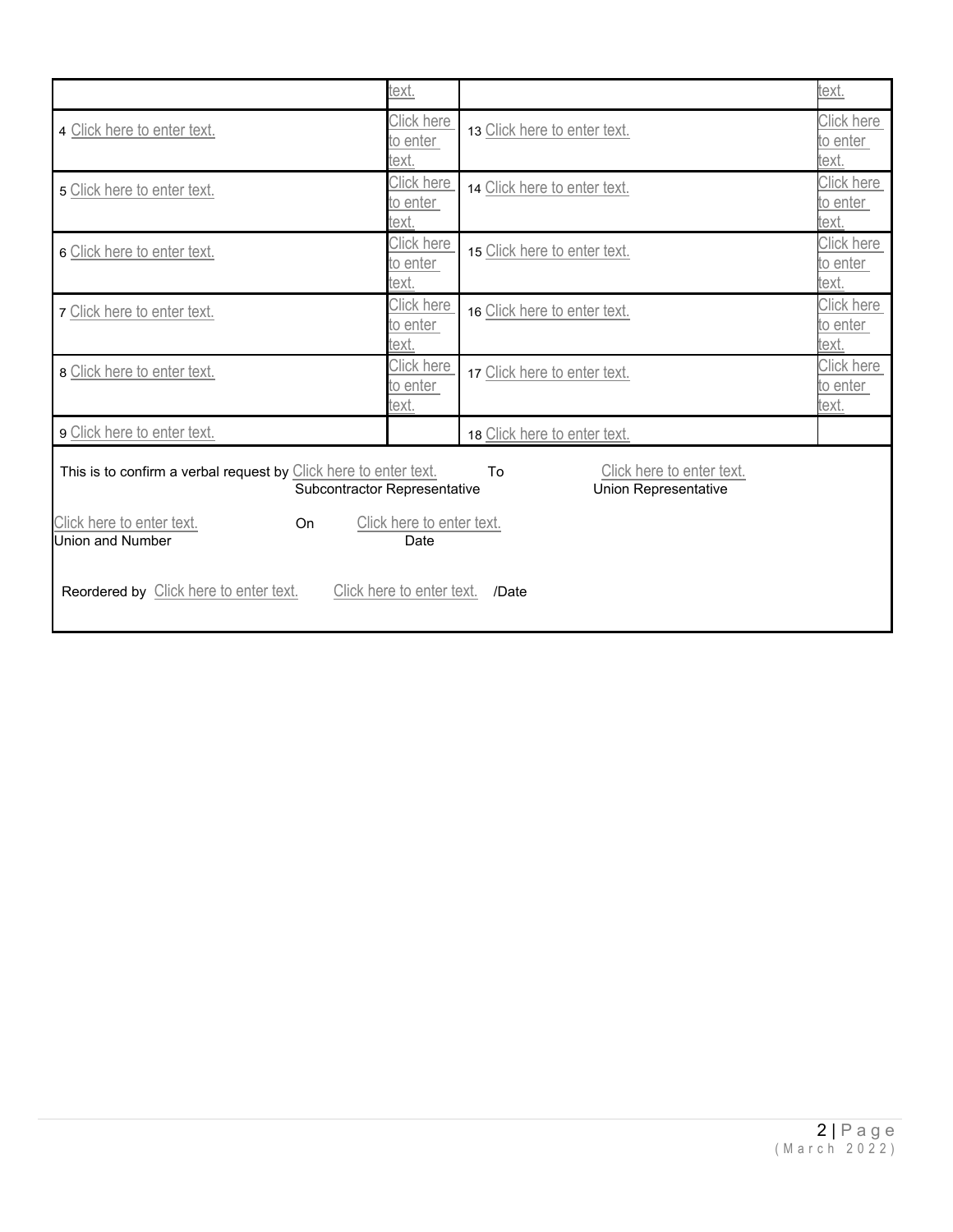| | | | |
|---|---|---|---|
| | text. | | text. |
| 4 Click here to enter text. | Click here to enter text. | 13 Click here to enter text. | Click here to enter text. |
| 5 Click here to enter text. | Click here to enter text. | 14 Click here to enter text. | Click here to enter text. |
| 6 Click here to enter text. | Click here to enter text. | 15 Click here to enter text. | Click here to enter text. |
| 7 Click here to enter text. | Click here to enter text. | 16 Click here to enter text. | Click here to enter text. |
| 8 Click here to enter text. | Click here to enter text. | 17 Click here to enter text. | Click here to enter text. |
| 9 Click here to enter text. | | 18 Click here to enter text. | |

This is to confirm a verbal request by Click here to enter text. (Subcontractor Representative) To Click here to enter text. (Union Representative)

Click here to enter text. (Union and Number) On Click here to enter text. (Date)

Reordered by Click here to enter text. Click here to enter text. /Date